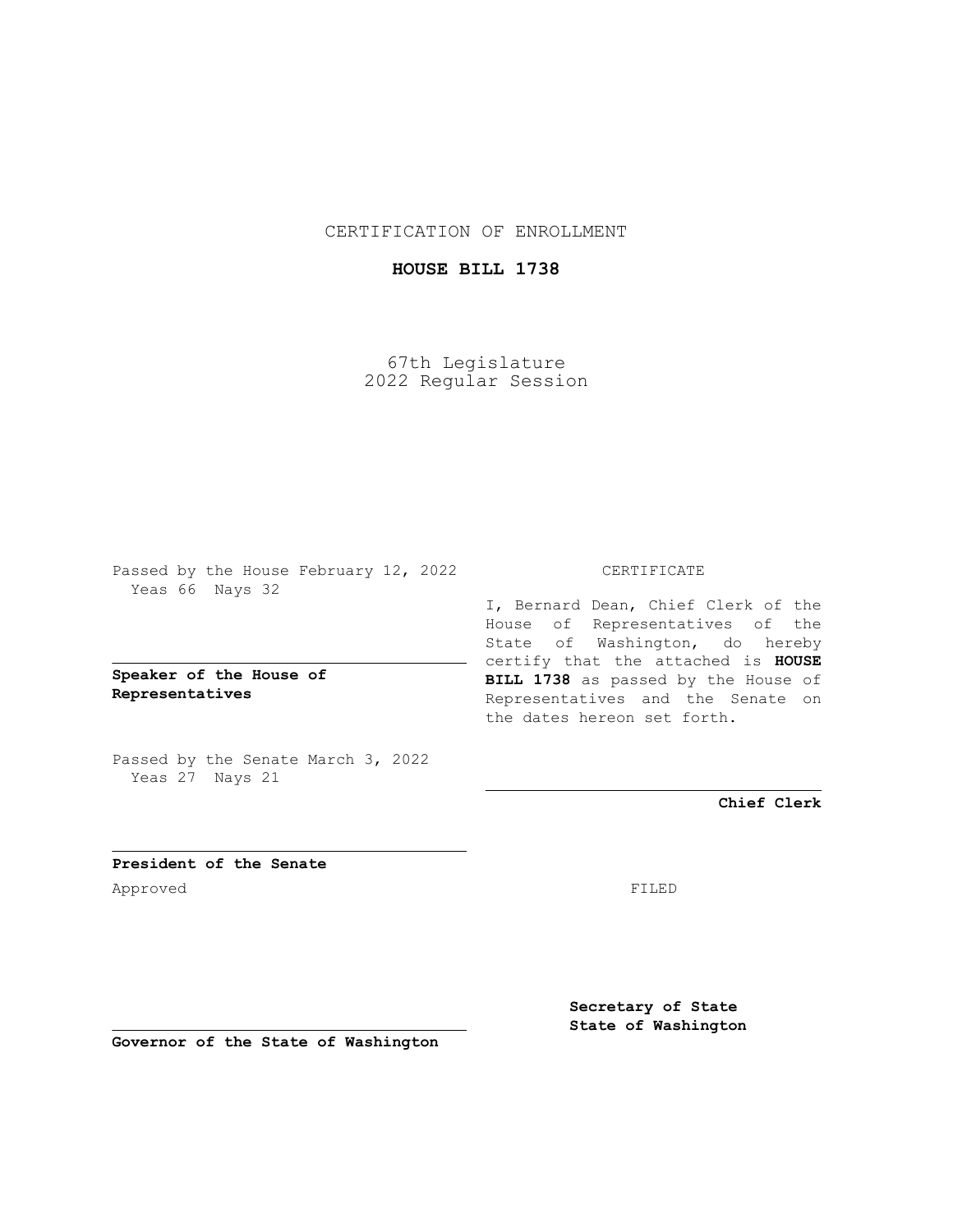CERTIFICATION OF ENROLLMENT

**HOUSE BILL 1738**

67th Legislature
2022 Regular Session

Passed by the House February 12, 2022
Yeas 66 Nays 32

**Speaker of the House of Representatives**

Passed by the Senate March 3, 2022
Yeas 27 Nays 21

**President of the Senate**

Approved

**Governor of the State of Washington**

CERTIFICATE

I, Bernard Dean, Chief Clerk of the House of Representatives of the State of Washington, do hereby certify that the attached is **HOUSE BILL 1738** as passed by the House of Representatives and the Senate on the dates hereon set forth.

**Chief Clerk**

FILED

**Secretary of State**
**State of Washington**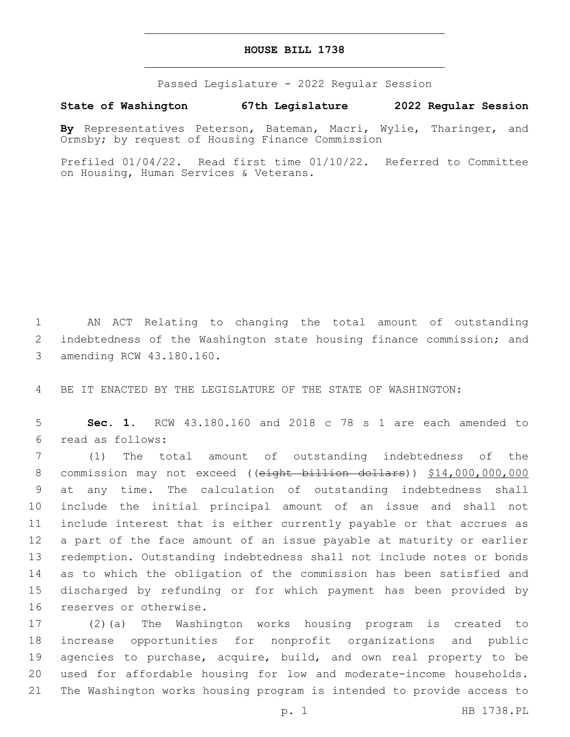# HOUSE BILL 1738

Passed Legislature - 2022 Regular Session

**State of Washington 67th Legislature 2022 Regular Session**

**By** Representatives Peterson, Bateman, Macri, Wylie, Tharinger, and Ormsby; by request of Housing Finance Commission

Prefiled 01/04/22. Read first time 01/10/22. Referred to Committee on Housing, Human Services & Veterans.

AN ACT Relating to changing the total amount of outstanding indebtedness of the Washington state housing finance commission; and amending RCW 43.180.160.

BE IT ENACTED BY THE LEGISLATURE OF THE STATE OF WASHINGTON:

**Sec. 1.** RCW 43.180.160 and 2018 c 78 s 1 are each amended to read as follows:

(1) The total amount of outstanding indebtedness of the commission may not exceed ((~~eight billion dollars~~)) <u>$14,000,000,000</u> at any time. The calculation of outstanding indebtedness shall include the initial principal amount of an issue and shall not include interest that is either currently payable or that accrues as a part of the face amount of an issue payable at maturity or earlier redemption. Outstanding indebtedness shall not include notes or bonds as to which the obligation of the commission has been satisfied and discharged by refunding or for which payment has been provided by reserves or otherwise.

(2)(a) The Washington works housing program is created to increase opportunities for nonprofit organizations and public agencies to purchase, acquire, build, and own real property to be used for affordable housing for low and moderate-income households. The Washington works housing program is intended to provide access to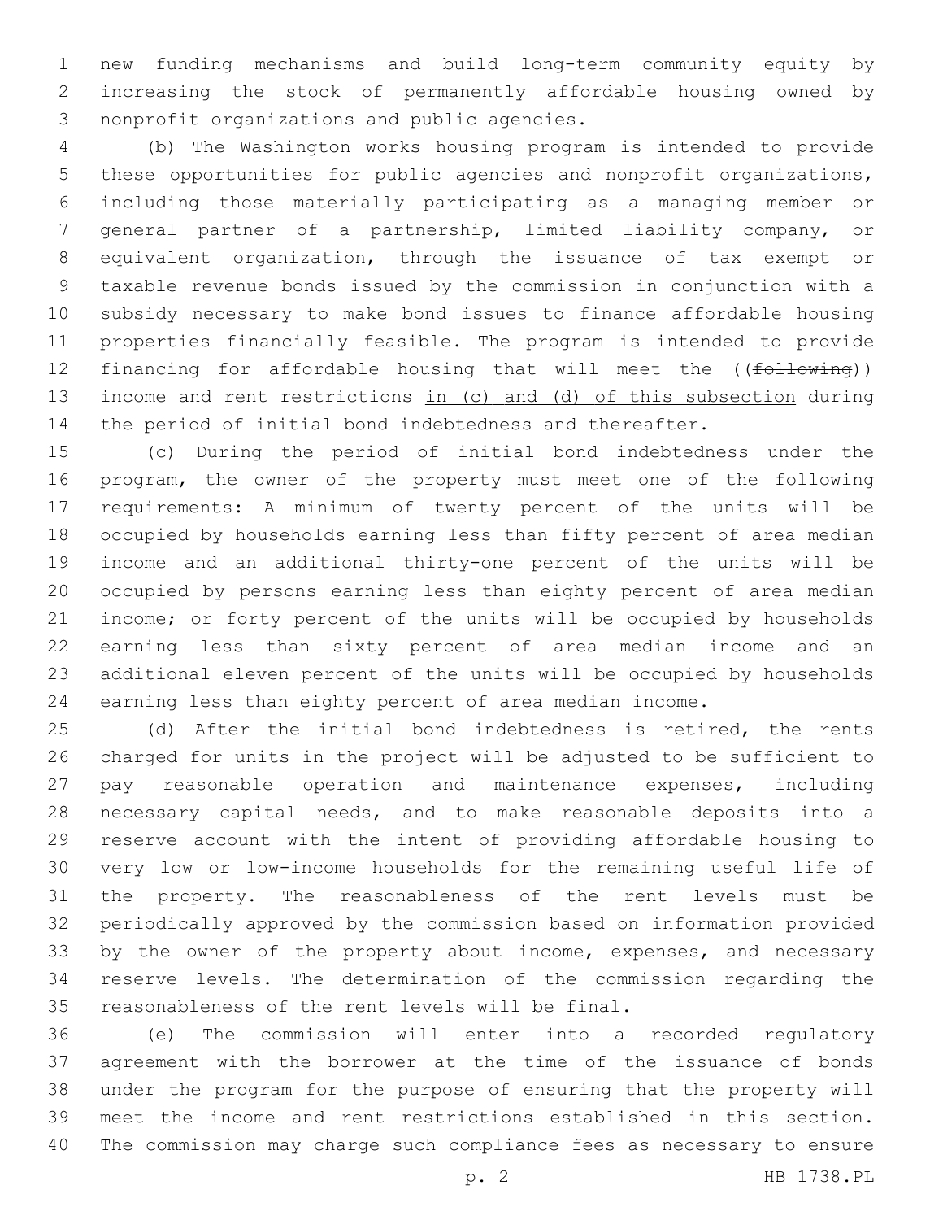new funding mechanisms and build long-term community equity by increasing the stock of permanently affordable housing owned by nonprofit organizations and public agencies.

(b) The Washington works housing program is intended to provide these opportunities for public agencies and nonprofit organizations, including those materially participating as a managing member or general partner of a partnership, limited liability company, or equivalent organization, through the issuance of tax exempt or taxable revenue bonds issued by the commission in conjunction with a subsidy necessary to make bond issues to finance affordable housing properties financially feasible. The program is intended to provide financing for affordable housing that will meet the ((~~following~~)) income and rent restrictions <u>in (c) and (d) of this subsection</u> during the period of initial bond indebtedness and thereafter.

(c) During the period of initial bond indebtedness under the program, the owner of the property must meet one of the following requirements: A minimum of twenty percent of the units will be occupied by households earning less than fifty percent of area median income and an additional thirty-one percent of the units will be occupied by persons earning less than eighty percent of area median income; or forty percent of the units will be occupied by households earning less than sixty percent of area median income and an additional eleven percent of the units will be occupied by households earning less than eighty percent of area median income.

(d) After the initial bond indebtedness is retired, the rents charged for units in the project will be adjusted to be sufficient to pay reasonable operation and maintenance expenses, including necessary capital needs, and to make reasonable deposits into a reserve account with the intent of providing affordable housing to very low or low-income households for the remaining useful life of the property. The reasonableness of the rent levels must be periodically approved by the commission based on information provided by the owner of the property about income, expenses, and necessary reserve levels. The determination of the commission regarding the reasonableness of the rent levels will be final.

(e) The commission will enter into a recorded regulatory agreement with the borrower at the time of the issuance of bonds under the program for the purpose of ensuring that the property will meet the income and rent restrictions established in this section. The commission may charge such compliance fees as necessary to ensure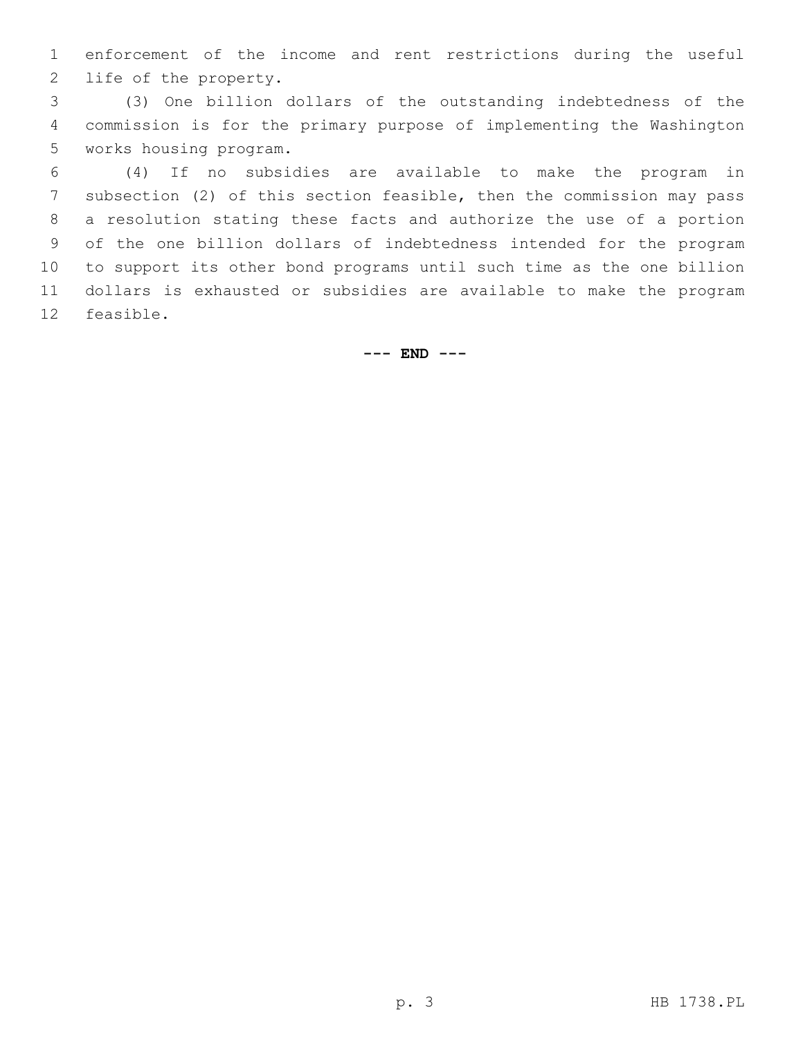enforcement of the income and rent restrictions during the useful life of the property.

(3) One billion dollars of the outstanding indebtedness of the commission is for the primary purpose of implementing the Washington works housing program.

(4) If no subsidies are available to make the program in subsection (2) of this section feasible, then the commission may pass a resolution stating these facts and authorize the use of a portion of the one billion dollars of indebtedness intended for the program to support its other bond programs until such time as the one billion dollars is exhausted or subsidies are available to make the program feasible.

**--- END ---**